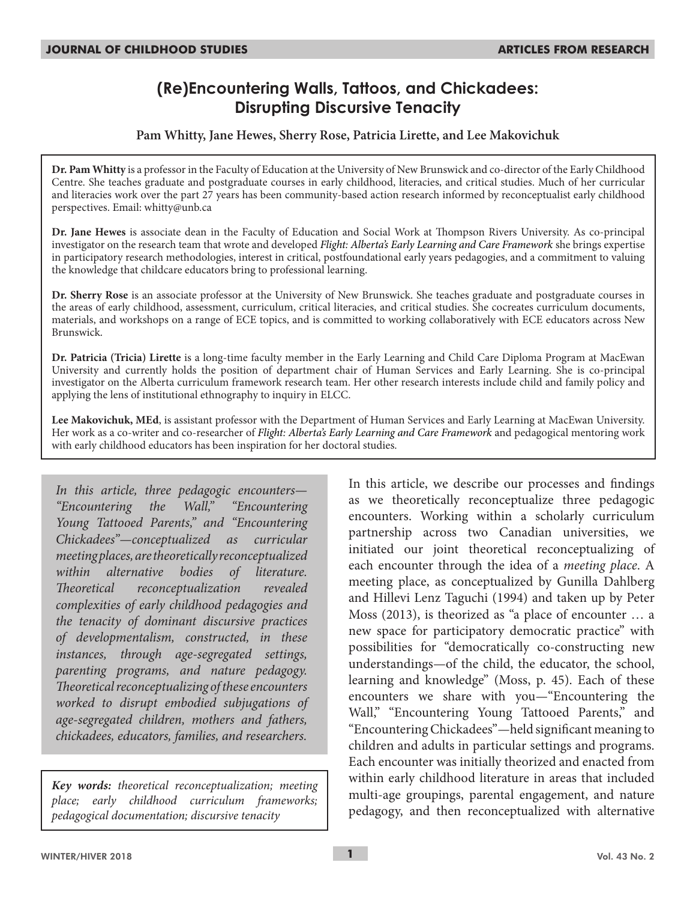# (Re)Encountering Walls, Tattoos, and Chickadees: Disrupting Discursive Tenacity

**Pam Whitty, Jane Hewes, Sherry Rose, Patricia Lirette, and Lee Makovichuk**

**Dr. Pam Whitty** is a professor in the Faculty of Education at the University of New Brunswick and co-director of the Early Childhood Centre. She teaches graduate and postgraduate courses in early childhood, literacies, and critical studies. Much of her curricular and literacies work over the part 27 years has been community-based action research informed by reconceptualist early childhood perspectives. Email: whitty@unb.ca

**Dr. Jane Hewes** is associate dean in the Faculty of Education and Social Work at Thompson Rivers University. As co-principal investigator on the research team that wrote and developed *Flight: Alberta's Early Learning and Care Framework* she brings expertise in participatory research methodologies, interest in critical, postfoundational early years pedagogies, and a commitment to valuing the knowledge that childcare educators bring to professional learning.

**Dr. Sherry Rose** is an associate professor at the University of New Brunswick. She teaches graduate and postgraduate courses in the areas of early childhood, assessment, curriculum, critical literacies, and critical studies. She cocreates curriculum documents, materials, and workshops on a range of ECE topics, and is committed to working collaboratively with ECE educators across New Brunswick.

**Dr. Patricia (Tricia) Lirette** is a long-time faculty member in the Early Learning and Child Care Diploma Program at MacEwan University and currently holds the position of department chair of Human Services and Early Learning. She is co-principal investigator on the Alberta curriculum framework research team. Her other research interests include child and family policy and applying the lens of institutional ethnography to inquiry in ELCC.

**Lee Makovichuk, MEd**, is assistant professor with the Department of Human Services and Early Learning at MacEwan University. Her work as a co-writer and co-researcher of *Flight: Alberta's Early Learning and Care Framework* and pedagogical mentoring work with early childhood educators has been inspiration for her doctoral studies.

*In this article, three pedagogic encounters—"Encountering the Wall," "Encountering Young Tattooed Parents," and "Encountering Chickadees"—conceptualized as curricular meeting places, are theoretically reconceptualized within alternative bodies of literature. Theoretical reconceptualization revealed complexities of early childhood pedagogies and the tenacity of dominant discursive practices of developmentalism, constructed, in these instances, through age-segregated settings, parenting programs, and nature pedagogy. Theoretical reconceptualizing of these encounters worked to disrupt embodied subjugations of age-segregated children, mothers and fathers, chickadees, educators, families, and researchers.*

***Key words:** theoretical reconceptualization; meeting place; early childhood curriculum frameworks; pedagogical documentation; discursive tenacity*

In this article, we describe our processes and findings as we theoretically reconceptualize three pedagogic encounters. Working within a scholarly curriculum partnership across two Canadian universities, we initiated our joint theoretical reconceptualizing of each encounter through the idea of a *meeting place*. A meeting place, as conceptualized by Gunilla Dahlberg and Hillevi Lenz Taguchi (1994) and taken up by Peter Moss (2013), is theorized as "a place of encounter … a new space for participatory democratic practice" with possibilities for "democratically co-constructing new understandings—of the child, the educator, the school, learning and knowledge" (Moss, p. 45). Each of these encounters we share with you—"Encountering the Wall," "Encountering Young Tattooed Parents," and "Encountering Chickadees"—held significant meaning to children and adults in particular settings and programs. Each encounter was initially theorized and enacted from within early childhood literature in areas that included multi-age groupings, parental engagement, and nature pedagogy, and then reconceptualized with alternative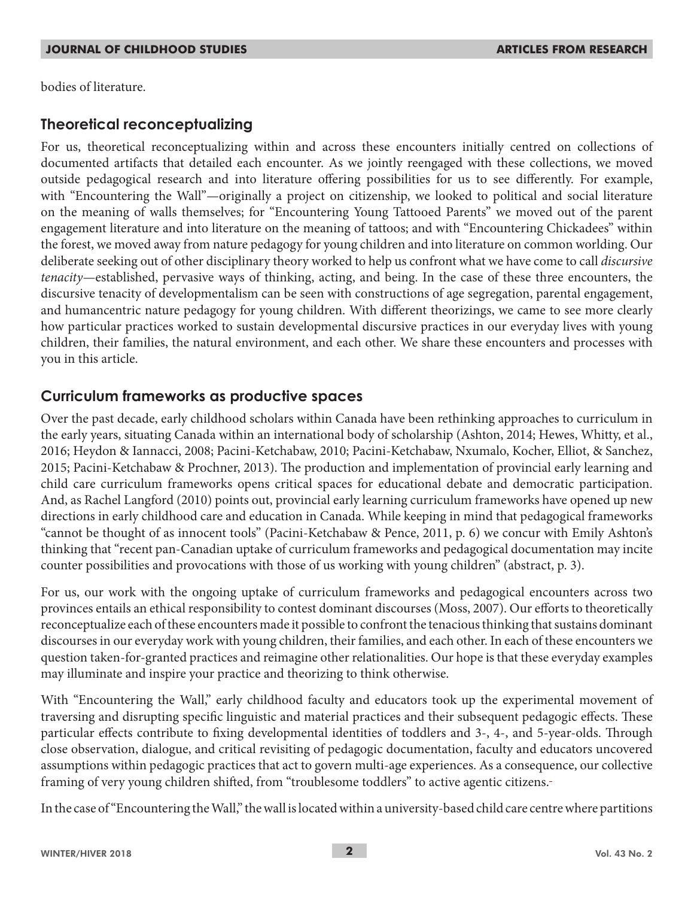bodies of literature.

## Theoretical reconceptualizing

For us, theoretical reconceptualizing within and across these encounters initially centred on collections of documented artifacts that detailed each encounter. As we jointly reengaged with these collections, we moved outside pedagogical research and into literature offering possibilities for us to see differently. For example, with "Encountering the Wall"—originally a project on citizenship, we looked to political and social literature on the meaning of walls themselves; for "Encountering Young Tattooed Parents" we moved out of the parent engagement literature and into literature on the meaning of tattoos; and with "Encountering Chickadees" within the forest, we moved away from nature pedagogy for young children and into literature on common worlding. Our deliberate seeking out of other disciplinary theory worked to help us confront what we have come to call *discursive tenacity*—established, pervasive ways of thinking, acting, and being. In the case of these three encounters, the discursive tenacity of developmentalism can be seen with constructions of age segregation, parental engagement, and humancentric nature pedagogy for young children. With different theorizings, we came to see more clearly how particular practices worked to sustain developmental discursive practices in our everyday lives with young children, their families, the natural environment, and each other. We share these encounters and processes with you in this article.

## Curriculum frameworks as productive spaces

Over the past decade, early childhood scholars within Canada have been rethinking approaches to curriculum in the early years, situating Canada within an international body of scholarship (Ashton, 2014; Hewes, Whitty, et al., 2016; Heydon & Iannacci, 2008; Pacini-Ketchabaw, 2010; Pacini-Ketchabaw, Nxumalo, Kocher, Elliot, & Sanchez, 2015; Pacini-Ketchabaw & Prochner, 2013). The production and implementation of provincial early learning and child care curriculum frameworks opens critical spaces for educational debate and democratic participation. And, as Rachel Langford (2010) points out, provincial early learning curriculum frameworks have opened up new directions in early childhood care and education in Canada. While keeping in mind that pedagogical frameworks "cannot be thought of as innocent tools" (Pacini-Ketchabaw & Pence, 2011, p. 6) we concur with Emily Ashton's thinking that "recent pan-Canadian uptake of curriculum frameworks and pedagogical documentation may incite counter possibilities and provocations with those of us working with young children" (abstract, p. 3).

For us, our work with the ongoing uptake of curriculum frameworks and pedagogical encounters across two provinces entails an ethical responsibility to contest dominant discourses (Moss, 2007). Our efforts to theoretically reconceptualize each of these encounters made it possible to confront the tenacious thinking that sustains dominant discourses in our everyday work with young children, their families, and each other. In each of these encounters we question taken-for-granted practices and reimagine other relationalities. Our hope is that these everyday examples may illuminate and inspire your practice and theorizing to think otherwise.

With "Encountering the Wall," early childhood faculty and educators took up the experimental movement of traversing and disrupting specific linguistic and material practices and their subsequent pedagogic effects. These particular effects contribute to fixing developmental identities of toddlers and 3-, 4-, and 5-year-olds. Through close observation, dialogue, and critical revisiting of pedagogic documentation, faculty and educators uncovered assumptions within pedagogic practices that act to govern multi-age experiences. As a consequence, our collective framing of very young children shifted, from "troublesome toddlers" to active agentic citizens.

In the case of "Encountering the Wall," the wall is located within a university-based child care centre where partitions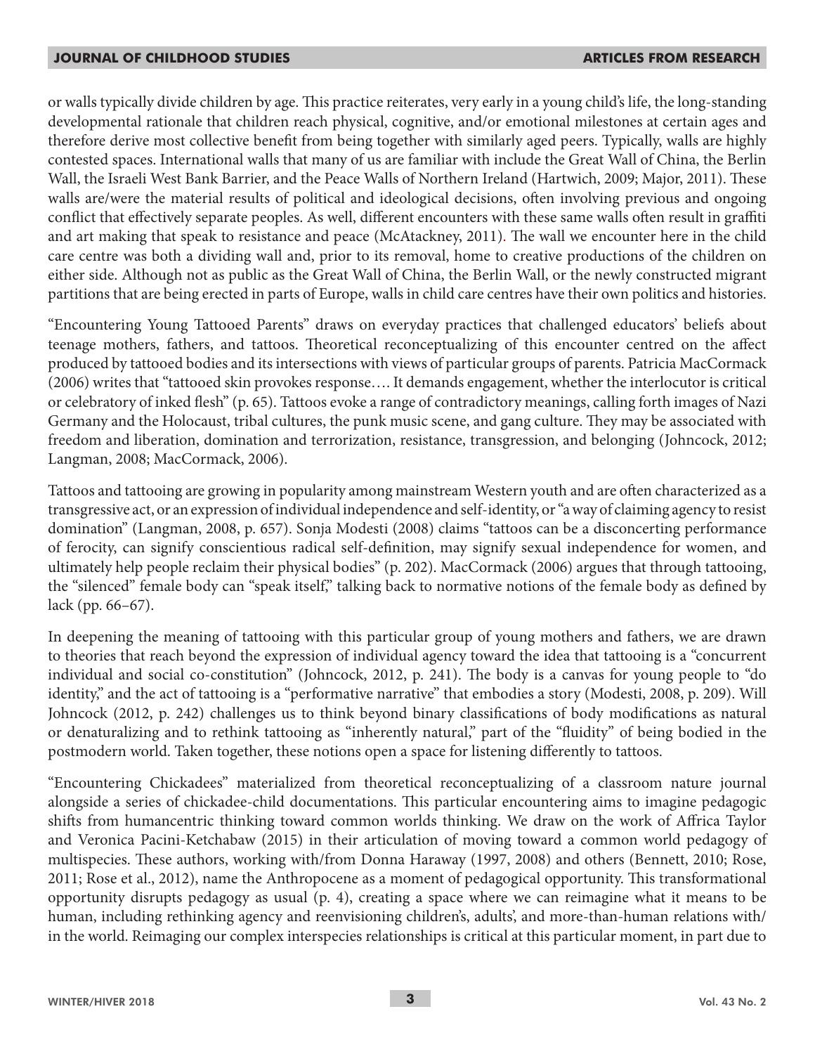or walls typically divide children by age. This practice reiterates, very early in a young child's life, the long-standing developmental rationale that children reach physical, cognitive, and/or emotional milestones at certain ages and therefore derive most collective benefit from being together with similarly aged peers. Typically, walls are highly contested spaces. International walls that many of us are familiar with include the Great Wall of China, the Berlin Wall, the Israeli West Bank Barrier, and the Peace Walls of Northern Ireland (Hartwich, 2009; Major, 2011). These walls are/were the material results of political and ideological decisions, often involving previous and ongoing conflict that effectively separate peoples. As well, different encounters with these same walls often result in graffiti and art making that speak to resistance and peace (McAtackney, 2011). The wall we encounter here in the child care centre was both a dividing wall and, prior to its removal, home to creative productions of the children on either side. Although not as public as the Great Wall of China, the Berlin Wall, or the newly constructed migrant partitions that are being erected in parts of Europe, walls in child care centres have their own politics and histories.

"Encountering Young Tattooed Parents" draws on everyday practices that challenged educators' beliefs about teenage mothers, fathers, and tattoos. Theoretical reconceptualizing of this encounter centred on the affect produced by tattooed bodies and its intersections with views of particular groups of parents. Patricia MacCormack (2006) writes that "tattooed skin provokes response…. It demands engagement, whether the interlocutor is critical or celebratory of inked flesh" (p. 65). Tattoos evoke a range of contradictory meanings, calling forth images of Nazi Germany and the Holocaust, tribal cultures, the punk music scene, and gang culture. They may be associated with freedom and liberation, domination and terrorization, resistance, transgression, and belonging (Johncock, 2012; Langman, 2008; MacCormack, 2006).

Tattoos and tattooing are growing in popularity among mainstream Western youth and are often characterized as a transgressive act, or an expression of individual independence and self-identity, or "a way of claiming agency to resist domination" (Langman, 2008, p. 657). Sonja Modesti (2008) claims "tattoos can be a disconcerting performance of ferocity, can signify conscientious radical self-definition, may signify sexual independence for women, and ultimately help people reclaim their physical bodies" (p. 202). MacCormack (2006) argues that through tattooing, the "silenced" female body can "speak itself," talking back to normative notions of the female body as defined by lack (pp. 66–67).

In deepening the meaning of tattooing with this particular group of young mothers and fathers, we are drawn to theories that reach beyond the expression of individual agency toward the idea that tattooing is a "concurrent individual and social co-constitution" (Johncock, 2012, p. 241). The body is a canvas for young people to "do identity," and the act of tattooing is a "performative narrative" that embodies a story (Modesti, 2008, p. 209). Will Johncock (2012, p. 242) challenges us to think beyond binary classifications of body modifications as natural or denaturalizing and to rethink tattooing as "inherently natural," part of the "fluidity" of being bodied in the postmodern world. Taken together, these notions open a space for listening differently to tattoos.

"Encountering Chickadees" materialized from theoretical reconceptualizing of a classroom nature journal alongside a series of chickadee-child documentations. This particular encountering aims to imagine pedagogic shifts from humancentric thinking toward common worlds thinking. We draw on the work of Affrica Taylor and Veronica Pacini-Ketchabaw (2015) in their articulation of moving toward a common world pedagogy of multispecies. These authors, working with/from Donna Haraway (1997, 2008) and others (Bennett, 2010; Rose, 2011; Rose et al., 2012), name the Anthropocene as a moment of pedagogical opportunity. This transformational opportunity disrupts pedagogy as usual (p. 4), creating a space where we can reimagine what it means to be human, including rethinking agency and reenvisioning children's, adults', and more-than-human relations with/ in the world. Reimaging our complex interspecies relationships is critical at this particular moment, in part due to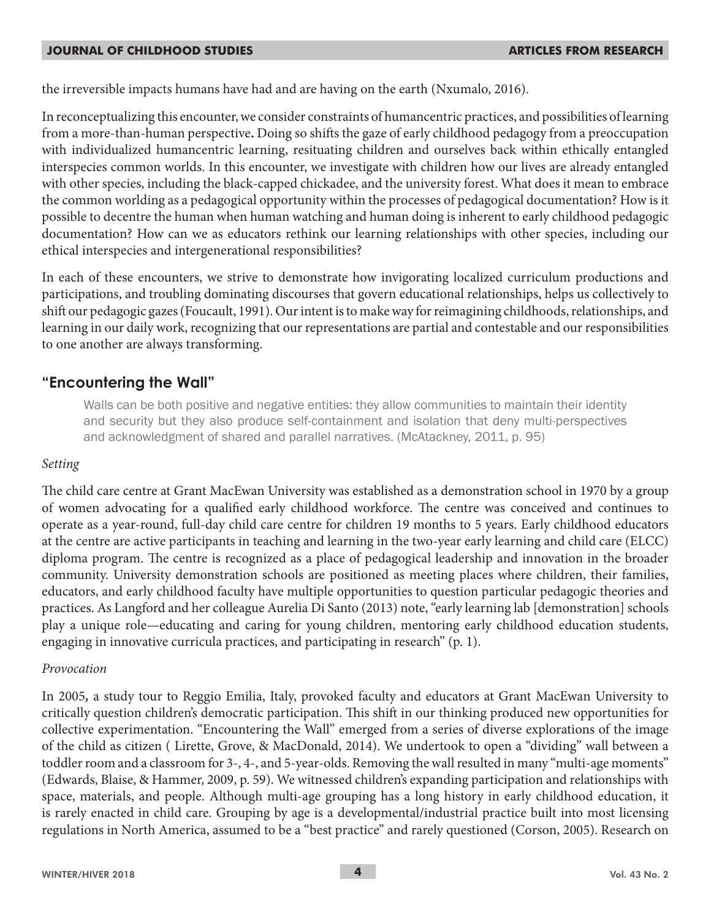the irreversible impacts humans have had and are having on the earth (Nxumalo, 2016).

In reconceptualizing this encounter, we consider constraints of humancentric practices, and possibilities of learning from a more-than-human perspective**.** Doing so shifts the gaze of early childhood pedagogy from a preoccupation with individualized humancentric learning, resituating children and ourselves back within ethically entangled interspecies common worlds. In this encounter, we investigate with children how our lives are already entangled with other species, including the black-capped chickadee, and the university forest. What does it mean to embrace the common worlding as a pedagogical opportunity within the processes of pedagogical documentation? How is it possible to decentre the human when human watching and human doing is inherent to early childhood pedagogic documentation? How can we as educators rethink our learning relationships with other species, including our ethical interspecies and intergenerational responsibilities?

In each of these encounters, we strive to demonstrate how invigorating localized curriculum productions and participations, and troubling dominating discourses that govern educational relationships, helps us collectively to shift our pedagogic gazes (Foucault, 1991). Our intent is to make way for reimagining childhoods, relationships, and learning in our daily work, recognizing that our representations are partial and contestable and our responsibilities to one another are always transforming.

## "Encountering the Wall"

> Walls can be both positive and negative entities: they allow communities to maintain their identity and security but they also produce self-containment and isolation that deny multi-perspectives and acknowledgment of shared and parallel narratives. (McAtackney, 2011, p. 95)

*Setting*

The child care centre at Grant MacEwan University was established as a demonstration school in 1970 by a group of women advocating for a qualified early childhood workforce. The centre was conceived and continues to operate as a year-round, full-day child care centre for children 19 months to 5 years. Early childhood educators at the centre are active participants in teaching and learning in the two-year early learning and child care (ELCC) diploma program. The centre is recognized as a place of pedagogical leadership and innovation in the broader community. University demonstration schools are positioned as meeting places where children, their families, educators, and early childhood faculty have multiple opportunities to question particular pedagogic theories and practices. As Langford and her colleague Aurelia Di Santo (2013) note, "early learning lab [demonstration] schools play a unique role—educating and caring for young children, mentoring early childhood education students, engaging in innovative curricula practices, and participating in research" (p. 1).

*Provocation*

In 2005*,* a study tour to Reggio Emilia, Italy, provoked faculty and educators at Grant MacEwan University to critically question children's democratic participation. This shift in our thinking produced new opportunities for collective experimentation. "Encountering the Wall" emerged from a series of diverse explorations of the image of the child as citizen ( Lirette, Grove, & MacDonald, 2014). We undertook to open a "dividing" wall between a toddler room and a classroom for 3-, 4-, and 5-year-olds. Removing the wall resulted in many "multi-age moments" (Edwards, Blaise, & Hammer, 2009, p. 59). We witnessed children's expanding participation and relationships with space, materials, and people. Although multi-age grouping has a long history in early childhood education, it is rarely enacted in child care. Grouping by age is a developmental/industrial practice built into most licensing regulations in North America, assumed to be a "best practice" and rarely questioned (Corson, 2005). Research on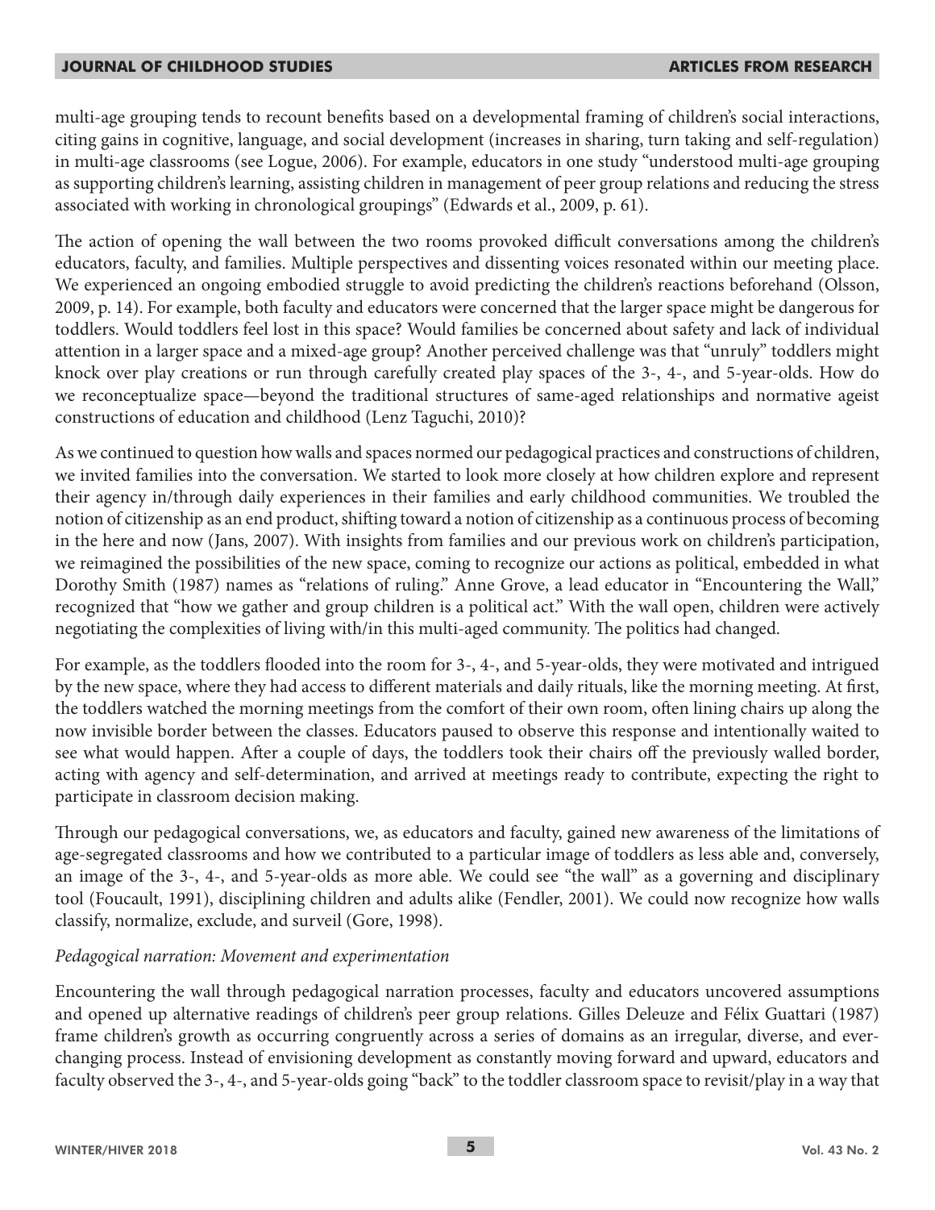multi-age grouping tends to recount benefits based on a developmental framing of children's social interactions, citing gains in cognitive, language, and social development (increases in sharing, turn taking and self-regulation) in multi-age classrooms (see Logue, 2006). For example, educators in one study "understood multi-age grouping as supporting children's learning, assisting children in management of peer group relations and reducing the stress associated with working in chronological groupings" (Edwards et al., 2009, p. 61).

The action of opening the wall between the two rooms provoked difficult conversations among the children's educators, faculty, and families. Multiple perspectives and dissenting voices resonated within our meeting place. We experienced an ongoing embodied struggle to avoid predicting the children's reactions beforehand (Olsson, 2009, p. 14). For example, both faculty and educators were concerned that the larger space might be dangerous for toddlers. Would toddlers feel lost in this space? Would families be concerned about safety and lack of individual attention in a larger space and a mixed-age group? Another perceived challenge was that "unruly" toddlers might knock over play creations or run through carefully created play spaces of the 3-, 4-, and 5-year-olds. How do we reconceptualize space—beyond the traditional structures of same-aged relationships and normative ageist constructions of education and childhood (Lenz Taguchi, 2010)?

As we continued to question how walls and spaces normed our pedagogical practices and constructions of children, we invited families into the conversation. We started to look more closely at how children explore and represent their agency in/through daily experiences in their families and early childhood communities. We troubled the notion of citizenship as an end product, shifting toward a notion of citizenship as a continuous process of becoming in the here and now (Jans, 2007). With insights from families and our previous work on children's participation, we reimagined the possibilities of the new space, coming to recognize our actions as political, embedded in what Dorothy Smith (1987) names as "relations of ruling." Anne Grove, a lead educator in "Encountering the Wall," recognized that "how we gather and group children is a political act." With the wall open, children were actively negotiating the complexities of living with/in this multi-aged community. The politics had changed.

For example, as the toddlers flooded into the room for 3-, 4-, and 5-year-olds, they were motivated and intrigued by the new space, where they had access to different materials and daily rituals, like the morning meeting. At first, the toddlers watched the morning meetings from the comfort of their own room, often lining chairs up along the now invisible border between the classes. Educators paused to observe this response and intentionally waited to see what would happen. After a couple of days, the toddlers took their chairs off the previously walled border, acting with agency and self-determination, and arrived at meetings ready to contribute, expecting the right to participate in classroom decision making.

Through our pedagogical conversations, we, as educators and faculty, gained new awareness of the limitations of age-segregated classrooms and how we contributed to a particular image of toddlers as less able and, conversely, an image of the 3-, 4-, and 5-year-olds as more able. We could see "the wall" as a governing and disciplinary tool (Foucault, 1991), disciplining children and adults alike (Fendler, 2001). We could now recognize how walls classify, normalize, exclude, and surveil (Gore, 1998).

*Pedagogical narration: Movement and experimentation*

Encountering the wall through pedagogical narration processes, faculty and educators uncovered assumptions and opened up alternative readings of children's peer group relations. Gilles Deleuze and Félix Guattari (1987) frame children's growth as occurring congruently across a series of domains as an irregular, diverse, and ever-changing process. Instead of envisioning development as constantly moving forward and upward, educators and faculty observed the 3-, 4-, and 5-year-olds going "back" to the toddler classroom space to revisit/play in a way that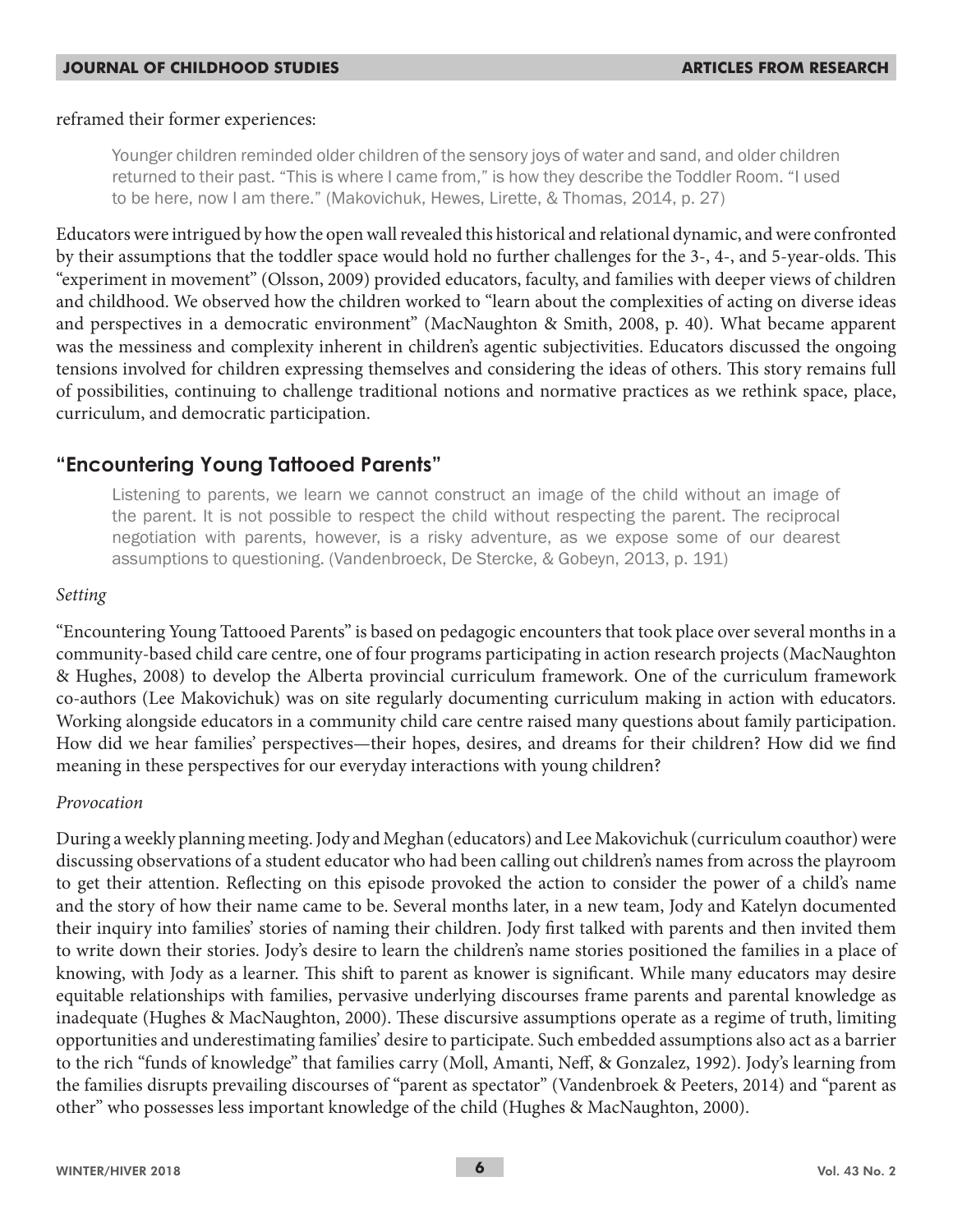reframed their former experiences:

> Younger children reminded older children of the sensory joys of water and sand, and older children returned to their past. "This is where I came from," is how they describe the Toddler Room. "I used to be here, now I am there." (Makovichuk, Hewes, Lirette, & Thomas, 2014, p. 27)

Educators were intrigued by how the open wall revealed this historical and relational dynamic, and were confronted by their assumptions that the toddler space would hold no further challenges for the 3-, 4-, and 5-year-olds. This "experiment in movement" (Olsson, 2009) provided educators, faculty, and families with deeper views of children and childhood. We observed how the children worked to "learn about the complexities of acting on diverse ideas and perspectives in a democratic environment" (MacNaughton & Smith, 2008, p. 40). What became apparent was the messiness and complexity inherent in children's agentic subjectivities. Educators discussed the ongoing tensions involved for children expressing themselves and considering the ideas of others. This story remains full of possibilities, continuing to challenge traditional notions and normative practices as we rethink space, place, curriculum, and democratic participation.

## "Encountering Young Tattooed Parents"

> Listening to parents, we learn we cannot construct an image of the child without an image of the parent. It is not possible to respect the child without respecting the parent. The reciprocal negotiation with parents, however, is a risky adventure, as we expose some of our dearest assumptions to questioning. (Vandenbroeck, De Stercke, & Gobeyn, 2013, p. 191)

*Setting*

"Encountering Young Tattooed Parents" is based on pedagogic encounters that took place over several months in a community-based child care centre, one of four programs participating in action research projects (MacNaughton & Hughes, 2008) to develop the Alberta provincial curriculum framework. One of the curriculum framework co-authors (Lee Makovichuk) was on site regularly documenting curriculum making in action with educators. Working alongside educators in a community child care centre raised many questions about family participation. How did we hear families' perspectives—their hopes, desires, and dreams for their children? How did we find meaning in these perspectives for our everyday interactions with young children?

*Provocation*

During a weekly planning meeting. Jody and Meghan (educators) and Lee Makovichuk (curriculum coauthor) were discussing observations of a student educator who had been calling out children's names from across the playroom to get their attention. Reflecting on this episode provoked the action to consider the power of a child's name and the story of how their name came to be. Several months later, in a new team, Jody and Katelyn documented their inquiry into families' stories of naming their children. Jody first talked with parents and then invited them to write down their stories. Jody's desire to learn the children's name stories positioned the families in a place of knowing, with Jody as a learner. This shift to parent as knower is significant. While many educators may desire equitable relationships with families, pervasive underlying discourses frame parents and parental knowledge as inadequate (Hughes & MacNaughton, 2000). These discursive assumptions operate as a regime of truth, limiting opportunities and underestimating families' desire to participate. Such embedded assumptions also act as a barrier to the rich "funds of knowledge" that families carry (Moll, Amanti, Neff, & Gonzalez, 1992). Jody's learning from the families disrupts prevailing discourses of "parent as spectator" (Vandenbroek & Peeters, 2014) and "parent as other" who possesses less important knowledge of the child (Hughes & MacNaughton, 2000).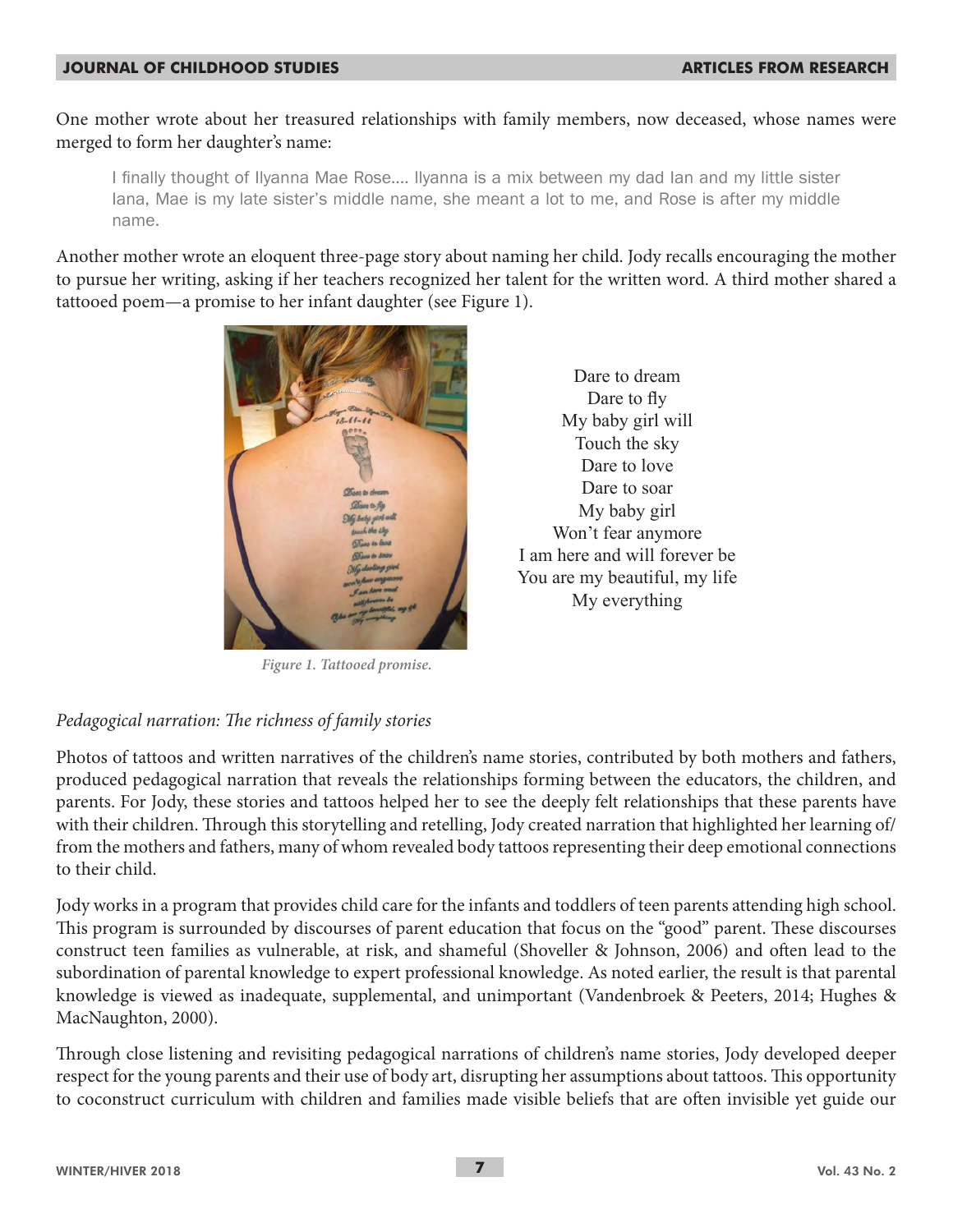One mother wrote about her treasured relationships with family members, now deceased, whose names were merged to form her daughter's name:

> I finally thought of Ilyanna Mae Rose.... Ilyanna is a mix between my dad Ian and my little sister Iana, Mae is my late sister's middle name, she meant a lot to me, and Rose is after my middle name.

Another mother wrote an eloquent three-page story about naming her child. Jody recalls encouraging the mother to pursue her writing, asking if her teachers recognized her talent for the written word. A third mother shared a tattooed poem—a promise to her infant daughter (see Figure 1).

Dare to dream
Dare to fly
My baby girl will
Touch the sky
Dare to love
Dare to soar
My baby girl
Won't fear anymore
I am here and will forever be
You are my beautiful, my life
My everything

*Figure 1. Tattooed promise.*

*Pedagogical narration: The richness of family stories*

Photos of tattoos and written narratives of the children's name stories, contributed by both mothers and fathers, produced pedagogical narration that reveals the relationships forming between the educators, the children, and parents. For Jody, these stories and tattoos helped her to see the deeply felt relationships that these parents have with their children. Through this storytelling and retelling, Jody created narration that highlighted her learning of/from the mothers and fathers, many of whom revealed body tattoos representing their deep emotional connections to their child.

Jody works in a program that provides child care for the infants and toddlers of teen parents attending high school. This program is surrounded by discourses of parent education that focus on the "good" parent. These discourses construct teen families as vulnerable, at risk, and shameful (Shoveller & Johnson, 2006) and often lead to the subordination of parental knowledge to expert professional knowledge. As noted earlier, the result is that parental knowledge is viewed as inadequate, supplemental, and unimportant (Vandenbroek & Peeters, 2014; Hughes & MacNaughton, 2000).

Through close listening and revisiting pedagogical narrations of children's name stories, Jody developed deeper respect for the young parents and their use of body art, disrupting her assumptions about tattoos. This opportunity to coconstruct curriculum with children and families made visible beliefs that are often invisible yet guide our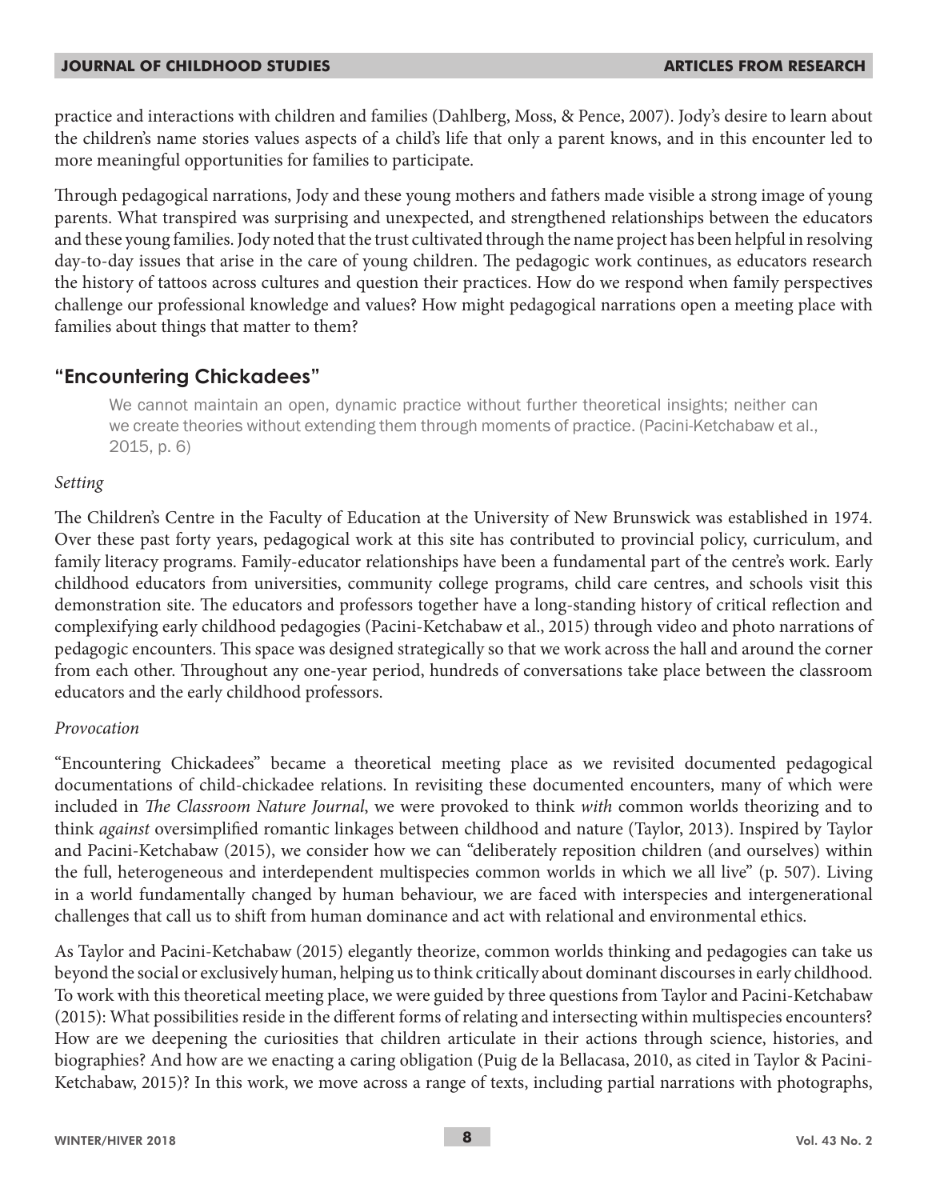practice and interactions with children and families (Dahlberg, Moss, & Pence, 2007). Jody's desire to learn about the children's name stories values aspects of a child's life that only a parent knows, and in this encounter led to more meaningful opportunities for families to participate.

Through pedagogical narrations, Jody and these young mothers and fathers made visible a strong image of young parents. What transpired was surprising and unexpected, and strengthened relationships between the educators and these young families. Jody noted that the trust cultivated through the name project has been helpful in resolving day-to-day issues that arise in the care of young children. The pedagogic work continues, as educators research the history of tattoos across cultures and question their practices. How do we respond when family perspectives challenge our professional knowledge and values? How might pedagogical narrations open a meeting place with families about things that matter to them?

## "Encountering Chickadees"

> We cannot maintain an open, dynamic practice without further theoretical insights; neither can we create theories without extending them through moments of practice. (Pacini-Ketchabaw et al., 2015, p. 6)

*Setting*

The Children's Centre in the Faculty of Education at the University of New Brunswick was established in 1974. Over these past forty years, pedagogical work at this site has contributed to provincial policy, curriculum, and family literacy programs. Family-educator relationships have been a fundamental part of the centre's work. Early childhood educators from universities, community college programs, child care centres, and schools visit this demonstration site. The educators and professors together have a long-standing history of critical reflection and complexifying early childhood pedagogies (Pacini-Ketchabaw et al., 2015) through video and photo narrations of pedagogic encounters. This space was designed strategically so that we work across the hall and around the corner from each other. Throughout any one-year period, hundreds of conversations take place between the classroom educators and the early childhood professors.

*Provocation*

"Encountering Chickadees" became a theoretical meeting place as we revisited documented pedagogical documentations of child-chickadee relations. In revisiting these documented encounters, many of which were included in *The Classroom Nature Journal*, we were provoked to think *with* common worlds theorizing and to think *against* oversimplified romantic linkages between childhood and nature (Taylor, 2013). Inspired by Taylor and Pacini-Ketchabaw (2015), we consider how we can "deliberately reposition children (and ourselves) within the full, heterogeneous and interdependent multispecies common worlds in which we all live" (p. 507). Living in a world fundamentally changed by human behaviour, we are faced with interspecies and intergenerational challenges that call us to shift from human dominance and act with relational and environmental ethics.

As Taylor and Pacini-Ketchabaw (2015) elegantly theorize, common worlds thinking and pedagogies can take us beyond the social or exclusively human, helping us to think critically about dominant discourses in early childhood. To work with this theoretical meeting place, we were guided by three questions from Taylor and Pacini-Ketchabaw (2015): What possibilities reside in the different forms of relating and intersecting within multispecies encounters? How are we deepening the curiosities that children articulate in their actions through science, histories, and biographies? And how are we enacting a caring obligation (Puig de la Bellacasa, 2010, as cited in Taylor & Pacini-Ketchabaw, 2015)? In this work, we move across a range of texts, including partial narrations with photographs,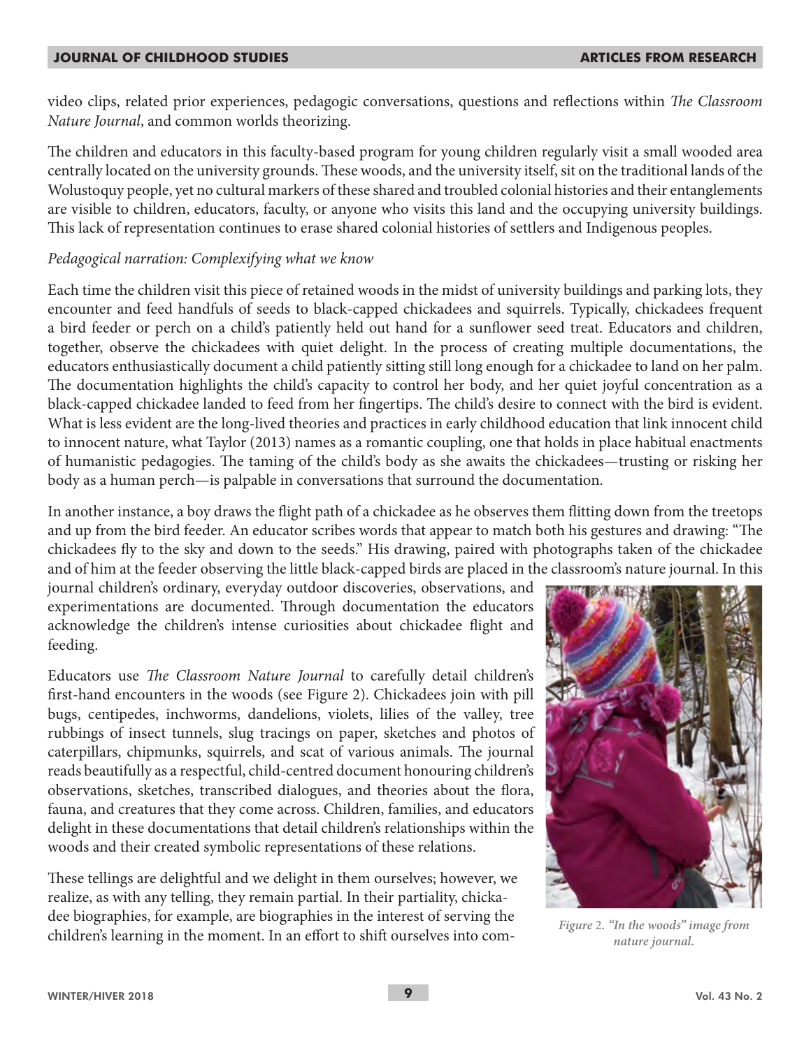video clips, related prior experiences, pedagogic conversations, questions and reflections within *The Classroom Nature Journal*, and common worlds theorizing.

The children and educators in this faculty-based program for young children regularly visit a small wooded area centrally located on the university grounds. These woods, and the university itself, sit on the traditional lands of the Wolustoquy people, yet no cultural markers of these shared and troubled colonial histories and their entanglements are visible to children, educators, faculty, or anyone who visits this land and the occupying university buildings. This lack of representation continues to erase shared colonial histories of settlers and Indigenous peoples.

*Pedagogical narration: Complexifying what we know*

Each time the children visit this piece of retained woods in the midst of university buildings and parking lots, they encounter and feed handfuls of seeds to black-capped chickadees and squirrels. Typically, chickadees frequent a bird feeder or perch on a child's patiently held out hand for a sunflower seed treat. Educators and children, together, observe the chickadees with quiet delight. In the process of creating multiple documentations, the educators enthusiastically document a child patiently sitting still long enough for a chickadee to land on her palm. The documentation highlights the child's capacity to control her body, and her quiet joyful concentration as a black-capped chickadee landed to feed from her fingertips. The child's desire to connect with the bird is evident. What is less evident are the long-lived theories and practices in early childhood education that link innocent child to innocent nature, what Taylor (2013) names as a romantic coupling, one that holds in place habitual enactments of humanistic pedagogies. The taming of the child's body as she awaits the chickadees—trusting or risking her body as a human perch—is palpable in conversations that surround the documentation.

In another instance, a boy draws the flight path of a chickadee as he observes them flitting down from the treetops and up from the bird feeder. An educator scribes words that appear to match both his gestures and drawing: "The chickadees fly to the sky and down to the seeds." His drawing, paired with photographs taken of the chickadee and of him at the feeder observing the little black-capped birds are placed in the classroom's nature journal. In this journal children's ordinary, everyday outdoor discoveries, observations, and experimentations are documented. Through documentation the educators acknowledge the children's intense curiosities about chickadee flight and feeding.

Educators use *The Classroom Nature Journal* to carefully detail children's first-hand encounters in the woods (see Figure 2). Chickadees join with pill bugs, centipedes, inchworms, dandelions, violets, lilies of the valley, tree rubbings of insect tunnels, slug tracings on paper, sketches and photos of caterpillars, chipmunks, squirrels, and scat of various animals. The journal reads beautifully as a respectful, child-centred document honouring children's observations, sketches, transcribed dialogues, and theories about the flora, fauna, and creatures that they come across. Children, families, and educators delight in these documentations that detail children's relationships within the woods and their created symbolic representations of these relations.

*Figure 2. "In the woods" image from nature journal.*

These tellings are delightful and we delight in them ourselves; however, we realize, as with any telling, they remain partial. In their partiality, chickadee biographies, for example, are biographies in the interest of serving the children's learning in the moment. In an effort to shift ourselves into com-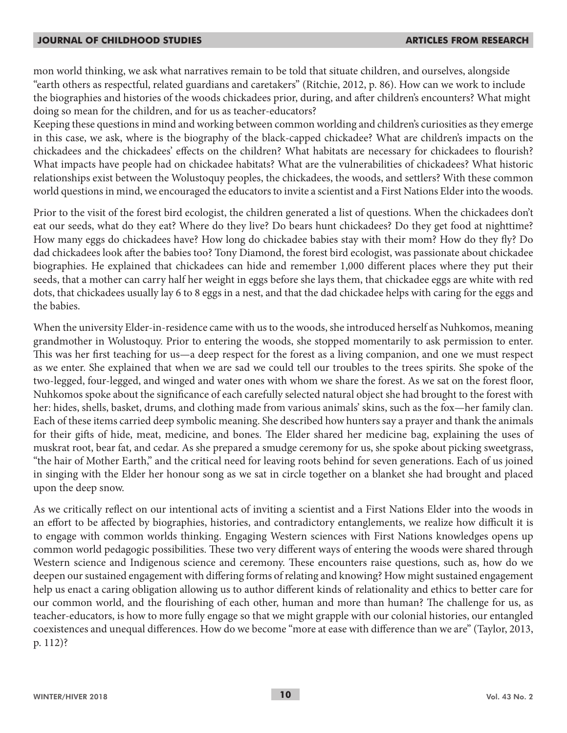mon world thinking, we ask what narratives remain to be told that situate children, and ourselves, alongside "earth others as respectful, related guardians and caretakers" (Ritchie, 2012, p. 86). How can we work to include the biographies and histories of the woods chickadees prior, during, and after children's encounters? What might doing so mean for the children, and for us as teacher-educators?

Keeping these questions in mind and working between common worlding and children's curiosities as they emerge in this case, we ask, where is the biography of the black-capped chickadee? What are children's impacts on the chickadees and the chickadees' effects on the children? What habitats are necessary for chickadees to flourish? What impacts have people had on chickadee habitats? What are the vulnerabilities of chickadees? What historic relationships exist between the Wolustoquy peoples, the chickadees, the woods, and settlers? With these common world questions in mind, we encouraged the educators to invite a scientist and a First Nations Elder into the woods.

Prior to the visit of the forest bird ecologist, the children generated a list of questions. When the chickadees don't eat our seeds, what do they eat? Where do they live? Do bears hunt chickadees? Do they get food at nighttime? How many eggs do chickadees have? How long do chickadee babies stay with their mom? How do they fly? Do dad chickadees look after the babies too? Tony Diamond, the forest bird ecologist, was passionate about chickadee biographies. He explained that chickadees can hide and remember 1,000 different places where they put their seeds, that a mother can carry half her weight in eggs before she lays them, that chickadee eggs are white with red dots, that chickadees usually lay 6 to 8 eggs in a nest, and that the dad chickadee helps with caring for the eggs and the babies.

When the university Elder-in-residence came with us to the woods, she introduced herself as Nuhkomos, meaning grandmother in Wolustoquy. Prior to entering the woods, she stopped momentarily to ask permission to enter. This was her first teaching for us—a deep respect for the forest as a living companion, and one we must respect as we enter. She explained that when we are sad we could tell our troubles to the trees spirits. She spoke of the two-legged, four-legged, and winged and water ones with whom we share the forest. As we sat on the forest floor, Nuhkomos spoke about the significance of each carefully selected natural object she had brought to the forest with her: hides, shells, basket, drums, and clothing made from various animals' skins, such as the fox—her family clan. Each of these items carried deep symbolic meaning. She described how hunters say a prayer and thank the animals for their gifts of hide, meat, medicine, and bones. The Elder shared her medicine bag, explaining the uses of muskrat root, bear fat, and cedar. As she prepared a smudge ceremony for us, she spoke about picking sweetgrass, "the hair of Mother Earth," and the critical need for leaving roots behind for seven generations. Each of us joined in singing with the Elder her honour song as we sat in circle together on a blanket she had brought and placed upon the deep snow.

As we critically reflect on our intentional acts of inviting a scientist and a First Nations Elder into the woods in an effort to be affected by biographies, histories, and contradictory entanglements, we realize how difficult it is to engage with common worlds thinking. Engaging Western sciences with First Nations knowledges opens up common world pedagogic possibilities. These two very different ways of entering the woods were shared through Western science and Indigenous science and ceremony. These encounters raise questions, such as, how do we deepen our sustained engagement with differing forms of relating and knowing? How might sustained engagement help us enact a caring obligation allowing us to author different kinds of relationality and ethics to better care for our common world, and the flourishing of each other, human and more than human? The challenge for us, as teacher-educators, is how to more fully engage so that we might grapple with our colonial histories, our entangled coexistences and unequal differences. How do we become "more at ease with difference than we are" (Taylor, 2013, p. 112)?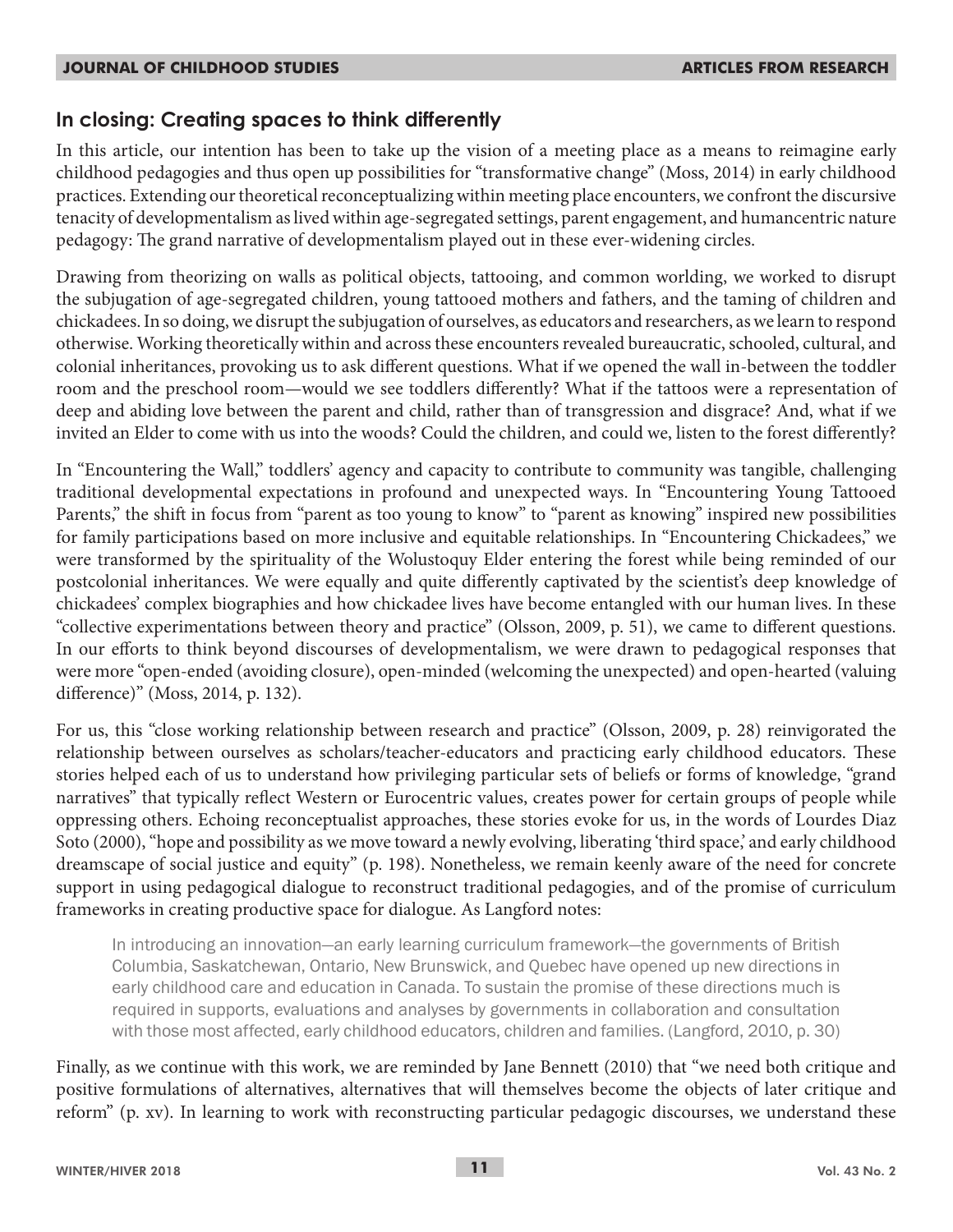## In closing: Creating spaces to think differently

In this article, our intention has been to take up the vision of a meeting place as a means to reimagine early childhood pedagogies and thus open up possibilities for "transformative change" (Moss, 2014) in early childhood practices. Extending our theoretical reconceptualizing within meeting place encounters, we confront the discursive tenacity of developmentalism as lived within age-segregated settings, parent engagement, and humancentric nature pedagogy: The grand narrative of developmentalism played out in these ever-widening circles.

Drawing from theorizing on walls as political objects, tattooing, and common worlding, we worked to disrupt the subjugation of age-segregated children, young tattooed mothers and fathers, and the taming of children and chickadees. In so doing, we disrupt the subjugation of ourselves, as educators and researchers, as we learn to respond otherwise. Working theoretically within and across these encounters revealed bureaucratic, schooled, cultural, and colonial inheritances, provoking us to ask different questions. What if we opened the wall in-between the toddler room and the preschool room—would we see toddlers differently? What if the tattoos were a representation of deep and abiding love between the parent and child, rather than of transgression and disgrace? And, what if we invited an Elder to come with us into the woods? Could the children, and could we, listen to the forest differently?

In "Encountering the Wall," toddlers' agency and capacity to contribute to community was tangible, challenging traditional developmental expectations in profound and unexpected ways. In "Encountering Young Tattooed Parents," the shift in focus from "parent as too young to know" to "parent as knowing" inspired new possibilities for family participations based on more inclusive and equitable relationships. In "Encountering Chickadees," we were transformed by the spirituality of the Wolustoquy Elder entering the forest while being reminded of our postcolonial inheritances. We were equally and quite differently captivated by the scientist's deep knowledge of chickadees' complex biographies and how chickadee lives have become entangled with our human lives. In these "collective experimentations between theory and practice" (Olsson, 2009, p. 51), we came to different questions. In our efforts to think beyond discourses of developmentalism, we were drawn to pedagogical responses that were more "open-ended (avoiding closure), open-minded (welcoming the unexpected) and open-hearted (valuing difference)" (Moss, 2014, p. 132).

For us, this "close working relationship between research and practice" (Olsson, 2009, p. 28) reinvigorated the relationship between ourselves as scholars/teacher-educators and practicing early childhood educators. These stories helped each of us to understand how privileging particular sets of beliefs or forms of knowledge, "grand narratives" that typically reflect Western or Eurocentric values, creates power for certain groups of people while oppressing others. Echoing reconceptualist approaches, these stories evoke for us, in the words of Lourdes Diaz Soto (2000), "hope and possibility as we move toward a newly evolving, liberating 'third space,' and early childhood dreamscape of social justice and equity" (p. 198). Nonetheless, we remain keenly aware of the need for concrete support in using pedagogical dialogue to reconstruct traditional pedagogies, and of the promise of curriculum frameworks in creating productive space for dialogue. As Langford notes:

> In introducing an innovation—an early learning curriculum framework—the governments of British Columbia, Saskatchewan, Ontario, New Brunswick, and Quebec have opened up new directions in early childhood care and education in Canada. To sustain the promise of these directions much is required in supports, evaluations and analyses by governments in collaboration and consultation with those most affected, early childhood educators, children and families. (Langford, 2010, p. 30)

Finally, as we continue with this work, we are reminded by Jane Bennett (2010) that "we need both critique and positive formulations of alternatives, alternatives that will themselves become the objects of later critique and reform" (p. xv). In learning to work with reconstructing particular pedagogic discourses, we understand these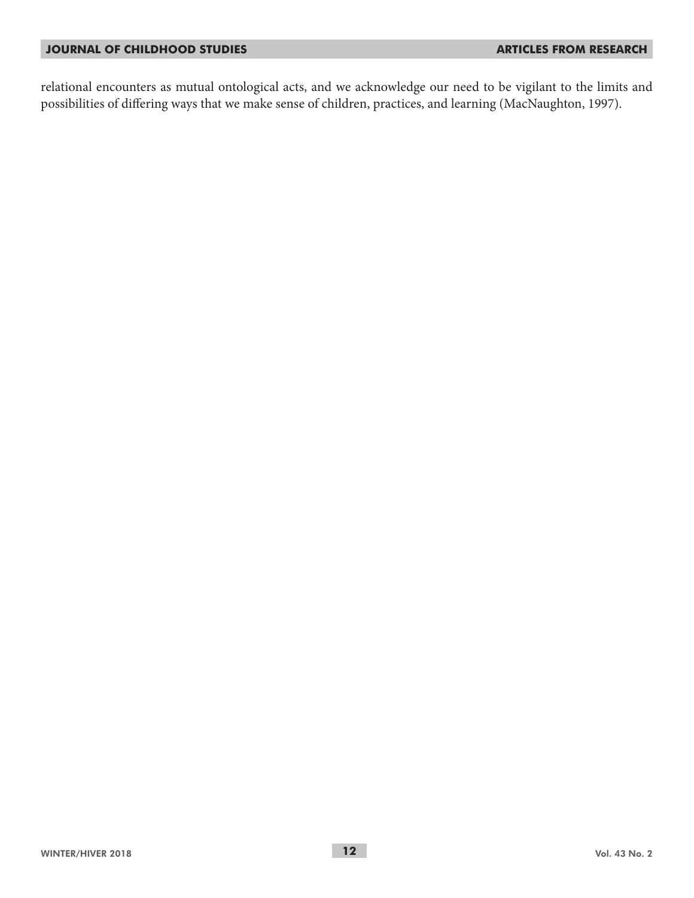relational encounters as mutual ontological acts, and we acknowledge our need to be vigilant to the limits and possibilities of differing ways that we make sense of children, practices, and learning (MacNaughton, 1997).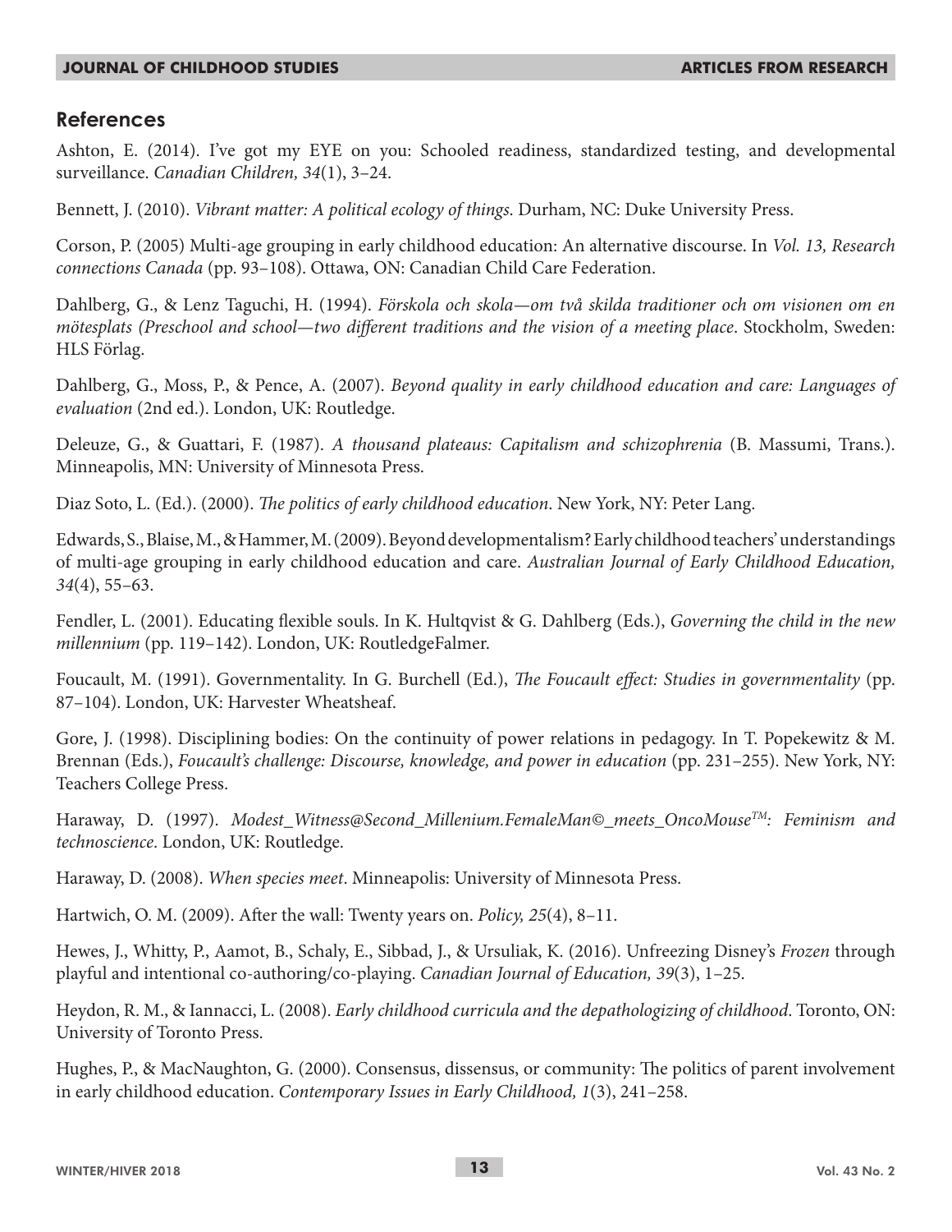## References

Ashton, E. (2014). I've got my EYE on you: Schooled readiness, standardized testing, and developmental surveillance. *Canadian Children, 34*(1), 3–24.

Bennett, J. (2010). *Vibrant matter: A political ecology of things*. Durham, NC: Duke University Press.

Corson, P. (2005) Multi-age grouping in early childhood education: An alternative discourse. In *Vol. 13, Research connections Canada* (pp. 93–108). Ottawa, ON: Canadian Child Care Federation.

Dahlberg, G., & Lenz Taguchi, H. (1994). *Förskola och skola—om två skilda traditioner och om visionen om en mötesplats (Preschool and school—two different traditions and the vision of a meeting place*. Stockholm, Sweden: HLS Förlag.

Dahlberg, G., Moss, P., & Pence, A. (2007). *Beyond quality in early childhood education and care: Languages of evaluation* (2nd ed.). London, UK: Routledge.

Deleuze, G., & Guattari, F. (1987). *A thousand plateaus: Capitalism and schizophrenia* (B. Massumi, Trans.). Minneapolis, MN: University of Minnesota Press.

Diaz Soto, L. (Ed.). (2000). *The politics of early childhood education*. New York, NY: Peter Lang.

Edwards, S., Blaise, M., & Hammer, M. (2009). Beyond developmentalism? Early childhood teachers' understandings of multi-age grouping in early childhood education and care. *Australian Journal of Early Childhood Education, 34*(4), 55–63.

Fendler, L. (2001). Educating flexible souls. In K. Hultqvist & G. Dahlberg (Eds.), *Governing the child in the new millennium* (pp. 119–142). London, UK: RoutledgeFalmer.

Foucault, M. (1991). Governmentality. In G. Burchell (Ed.), *The Foucault effect: Studies in governmentality* (pp. 87–104). London, UK: Harvester Wheatsheaf.

Gore, J. (1998). Disciplining bodies: On the continuity of power relations in pedagogy. In T. Popekewitz & M. Brennan (Eds.), *Foucault's challenge: Discourse, knowledge, and power in education* (pp. 231–255). New York, NY: Teachers College Press.

Haraway, D. (1997). *Modest_Witness@Second_Millenium.FemaleMan©_meets_OncoMouse™: Feminism and technoscience*. London, UK: Routledge.

Haraway, D. (2008). *When species meet*. Minneapolis: University of Minnesota Press.

Hartwich, O. M. (2009). After the wall: Twenty years on. *Policy, 25*(4), 8–11.

Hewes, J., Whitty, P., Aamot, B., Schaly, E., Sibbad, J., & Ursuliak, K. (2016). Unfreezing Disney's *Frozen* through playful and intentional co-authoring/co-playing. *Canadian Journal of Education, 39*(3), 1–25.

Heydon, R. M., & Iannacci, L. (2008). *Early childhood curricula and the depathologizing of childhood*. Toronto, ON: University of Toronto Press.

Hughes, P., & MacNaughton, G. (2000). Consensus, dissensus, or community: The politics of parent involvement in early childhood education. *Contemporary Issues in Early Childhood, 1*(3), 241–258.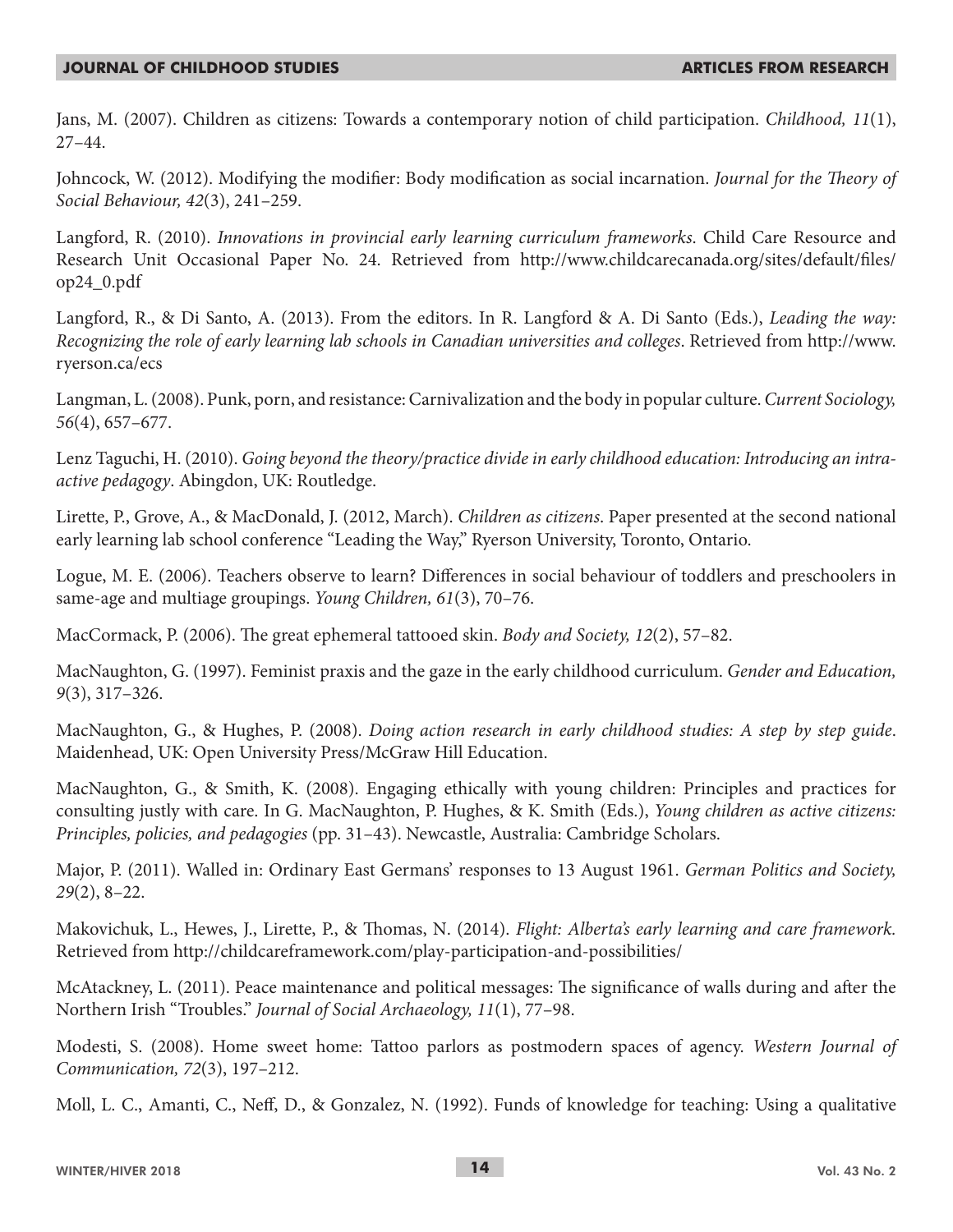Jans, M. (2007). Children as citizens: Towards a contemporary notion of child participation. *Childhood, 11*(1), 27–44.

Johncock, W. (2012). Modifying the modifier: Body modification as social incarnation. *Journal for the Theory of Social Behaviour, 42*(3), 241–259.

Langford, R. (2010). *Innovations in provincial early learning curriculum frameworks*. Child Care Resource and Research Unit Occasional Paper No. 24. Retrieved from http://www.childcarecanada.org/sites/default/files/op24_0.pdf

Langford, R., & Di Santo, A. (2013). From the editors. In R. Langford & A. Di Santo (Eds.), *Leading the way: Recognizing the role of early learning lab schools in Canadian universities and colleges*. Retrieved from http://www.ryerson.ca/ecs

Langman, L. (2008). Punk, porn, and resistance: Carnivalization and the body in popular culture. *Current Sociology, 56*(4), 657–677.

Lenz Taguchi, H. (2010). *Going beyond the theory/practice divide in early childhood education: Introducing an intra-active pedagogy*. Abingdon, UK: Routledge.

Lirette, P., Grove, A., & MacDonald, J. (2012, March). *Children as citizens*. Paper presented at the second national early learning lab school conference "Leading the Way," Ryerson University, Toronto, Ontario.

Logue, M. E. (2006). Teachers observe to learn? Differences in social behaviour of toddlers and preschoolers in same-age and multiage groupings. *Young Children, 61*(3), 70–76.

MacCormack, P. (2006). The great ephemeral tattooed skin. *Body and Society, 12*(2), 57–82.

MacNaughton, G. (1997). Feminist praxis and the gaze in the early childhood curriculum. *Gender and Education, 9*(3), 317–326.

MacNaughton, G., & Hughes, P. (2008). *Doing action research in early childhood studies: A step by step guide*. Maidenhead, UK: Open University Press/McGraw Hill Education.

MacNaughton, G., & Smith, K. (2008). Engaging ethically with young children: Principles and practices for consulting justly with care. In G. MacNaughton, P. Hughes, & K. Smith (Eds.), *Young children as active citizens: Principles, policies, and pedagogies* (pp. 31–43). Newcastle, Australia: Cambridge Scholars.

Major, P. (2011). Walled in: Ordinary East Germans' responses to 13 August 1961. *German Politics and Society, 29*(2), 8–22.

Makovichuk, L., Hewes, J., Lirette, P., & Thomas, N. (2014). *Flight: Alberta's early learning and care framework.* Retrieved from http://childcareframework.com/play-participation-and-possibilities/

McAtackney, L. (2011). Peace maintenance and political messages: The significance of walls during and after the Northern Irish "Troubles." *Journal of Social Archaeology, 11*(1), 77–98.

Modesti, S. (2008). Home sweet home: Tattoo parlors as postmodern spaces of agency. *Western Journal of Communication, 72*(3), 197–212.

Moll, L. C., Amanti, C., Neff, D., & Gonzalez, N. (1992). Funds of knowledge for teaching: Using a qualitative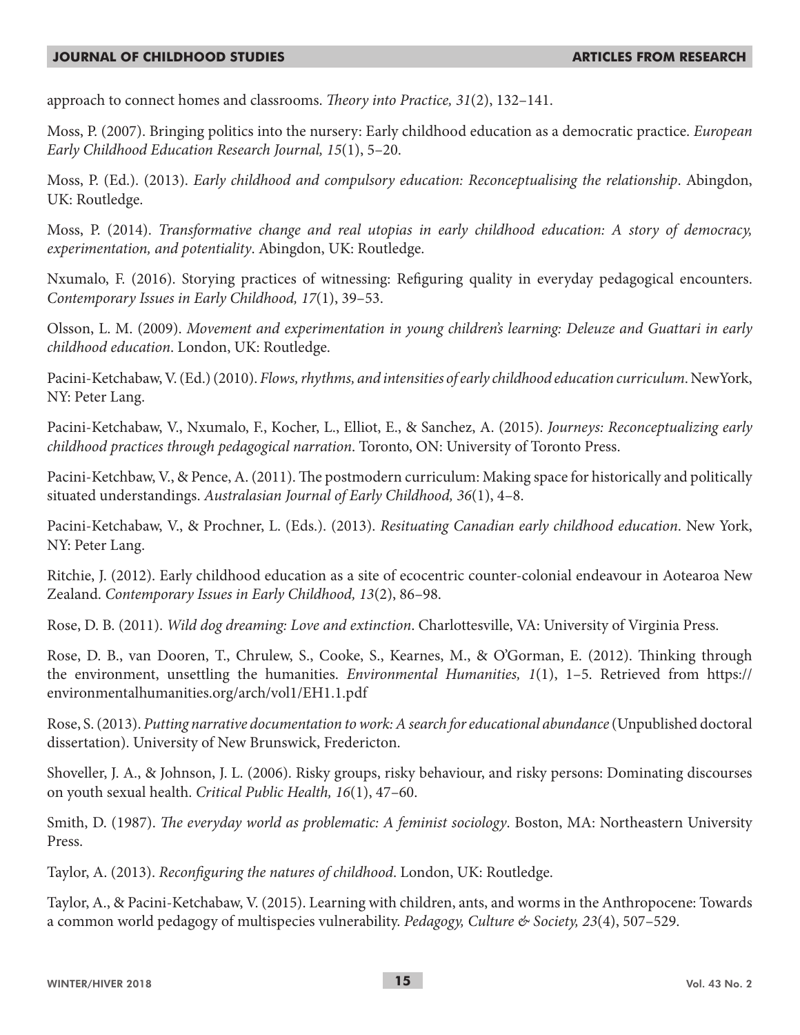approach to connect homes and classrooms. *Theory into Practice, 31*(2), 132–141.

Moss, P. (2007). Bringing politics into the nursery: Early childhood education as a democratic practice. *European Early Childhood Education Research Journal, 15*(1), 5–20.

Moss, P. (Ed.). (2013). *Early childhood and compulsory education: Reconceptualising the relationship*. Abingdon, UK: Routledge.

Moss, P. (2014). *Transformative change and real utopias in early childhood education: A story of democracy, experimentation, and potentiality*. Abingdon, UK: Routledge.

Nxumalo, F. (2016). Storying practices of witnessing: Refiguring quality in everyday pedagogical encounters. *Contemporary Issues in Early Childhood, 17*(1), 39–53.

Olsson, L. M. (2009). *Movement and experimentation in young children's learning: Deleuze and Guattari in early childhood education*. London, UK: Routledge.

Pacini-Ketchabaw, V. (Ed.) (2010). *Flows, rhythms, and intensities of early childhood education curriculum*. NewYork, NY: Peter Lang.

Pacini-Ketchabaw, V., Nxumalo, F., Kocher, L., Elliot, E., & Sanchez, A. (2015). *Journeys: Reconceptualizing early childhood practices through pedagogical narration*. Toronto, ON: University of Toronto Press.

Pacini-Ketchbaw, V., & Pence, A. (2011). The postmodern curriculum: Making space for historically and politically situated understandings. *Australasian Journal of Early Childhood, 36*(1), 4–8.

Pacini-Ketchabaw, V., & Prochner, L. (Eds.). (2013). *Resituating Canadian early childhood education*. New York, NY: Peter Lang.

Ritchie, J. (2012). Early childhood education as a site of ecocentric counter-colonial endeavour in Aotearoa New Zealand. *Contemporary Issues in Early Childhood, 13*(2), 86–98.

Rose, D. B. (2011). *Wild dog dreaming: Love and extinction*. Charlottesville, VA: University of Virginia Press.

Rose, D. B., van Dooren, T., Chrulew, S., Cooke, S., Kearnes, M., & O'Gorman, E. (2012). Thinking through the environment, unsettling the humanities. *Environmental Humanities, 1*(1), 1–5. Retrieved from https://environmentalhumanities.org/arch/vol1/EH1.1.pdf

Rose, S. (2013). *Putting narrative documentation to work: A search for educational abundance* (Unpublished doctoral dissertation). University of New Brunswick, Fredericton.

Shoveller, J. A., & Johnson, J. L. (2006). Risky groups, risky behaviour, and risky persons: Dominating discourses on youth sexual health. *Critical Public Health, 16*(1), 47–60.

Smith, D. (1987). *The everyday world as problematic: A feminist sociology*. Boston, MA: Northeastern University Press.

Taylor, A. (2013). *Reconfiguring the natures of childhood*. London, UK: Routledge.

Taylor, A., & Pacini-Ketchabaw, V. (2015). Learning with children, ants, and worms in the Anthropocene: Towards a common world pedagogy of multispecies vulnerability. *Pedagogy, Culture & Society, 23*(4), 507–529.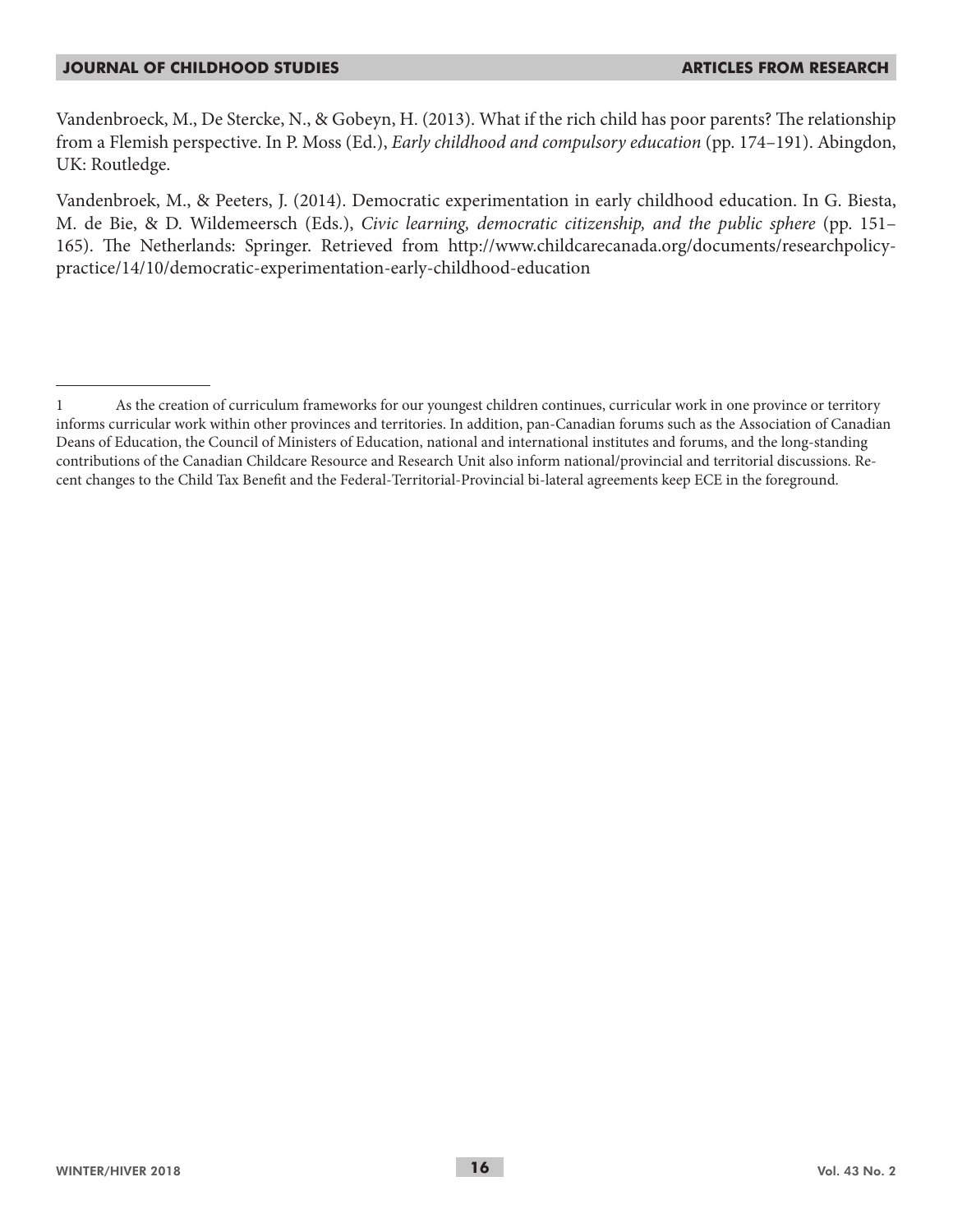Vandenbroeck, M., De Stercke, N., & Gobeyn, H. (2013). What if the rich child has poor parents? The relationship from a Flemish perspective. In P. Moss (Ed.), *Early childhood and compulsory education* (pp. 174–191). Abingdon, UK: Routledge.

Vandenbroek, M., & Peeters, J. (2014). Democratic experimentation in early childhood education. In G. Biesta, M. de Bie, & D. Wildemeersch (Eds.), *Civic learning, democratic citizenship, and the public sphere* (pp. 151–165). The Netherlands: Springer. Retrieved from http://www.childcarecanada.org/documents/researchpolicy-practice/14/10/democratic-experimentation-early-childhood-education

---

1 As the creation of curriculum frameworks for our youngest children continues, curricular work in one province or territory informs curricular work within other provinces and territories. In addition, pan-Canadian forums such as the Association of Canadian Deans of Education, the Council of Ministers of Education, national and international institutes and forums, and the long-standing contributions of the Canadian Childcare Resource and Research Unit also inform national/provincial and territorial discussions. Recent changes to the Child Tax Benefit and the Federal-Territorial-Provincial bi-lateral agreements keep ECE in the foreground.